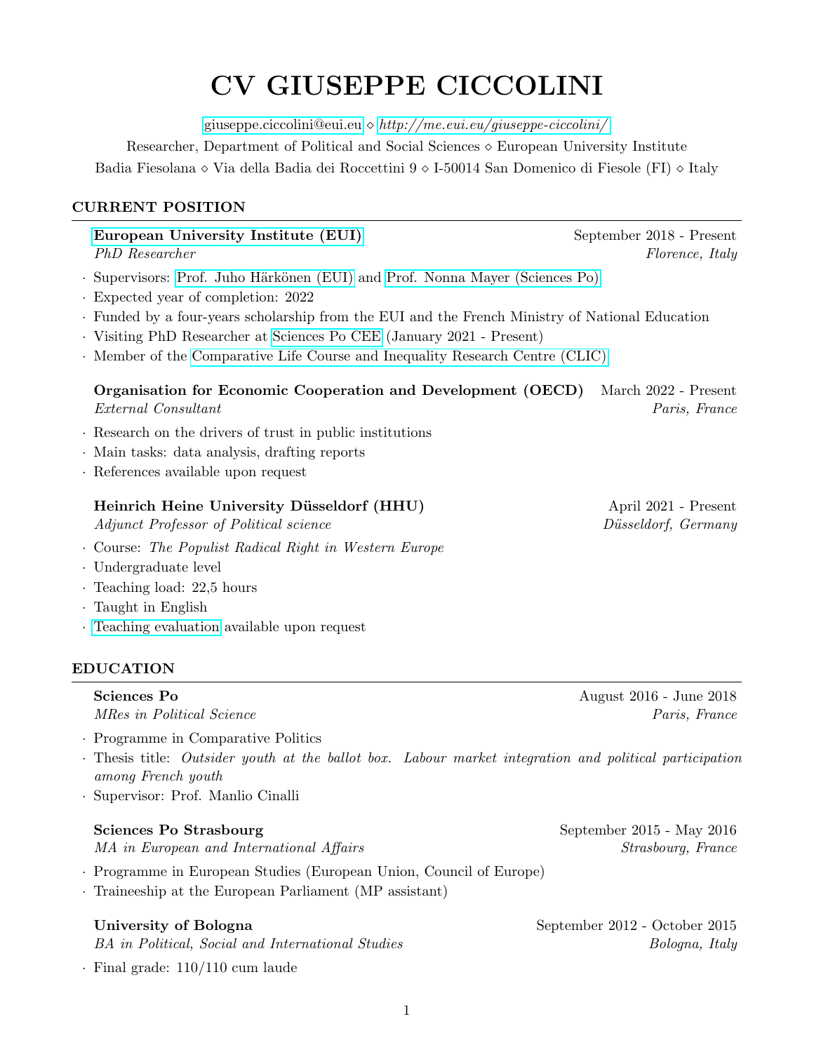# CV GIUSEPPE CICCOLINI

giuseppe.ciccolini@eui.eu ⋄ *http://me.eui.eu/giuseppe-ciccolini/*

Researcher, Department of Political and Social Sciences ⋄ European University Institute

Badia Fiesolana ⋄ Via della Badia dei Roccettini 9 ⋄ I-50014 San Domenico di Fiesole (FI) ⋄ Italy

## CURRENT POSITION

**European University Institute (EUI)** — September 2018 - Present
*PhD Researcher* — *Florence, Italy*

- Supervisors: Prof. Juho Härkönen (EUI) and Prof. Nonna Mayer (Sciences Po)
- Expected year of completion: 2022
- Funded by a four-years scholarship from the EUI and the French Ministry of National Education
- Visiting PhD Researcher at Sciences Po CEE (January 2021 - Present)
- Member of the Comparative Life Course and Inequality Research Centre (CLIC)

**Organisation for Economic Cooperation and Development (OECD)** — March 2022 - Present
*External Consultant* — *Paris, France*

- Research on the drivers of trust in public institutions
- Main tasks: data analysis, drafting reports
- References available upon request

**Heinrich Heine University Düsseldorf (HHU)** — April 2021 - Present
*Adjunct Professor of Political science* — *Düsseldorf, Germany*

- Course: *The Populist Radical Right in Western Europe*
- Undergraduate level
- Teaching load: 22,5 hours
- Taught in English
- Teaching evaluation available upon request

## EDUCATION

**Sciences Po** — August 2016 - June 2018
*MRes in Political Science* — *Paris, France*

- Programme in Comparative Politics
- Thesis title: *Outsider youth at the ballot box. Labour market integration and political participation among French youth*
- Supervisor: Prof. Manlio Cinalli

**Sciences Po Strasbourg** — September 2015 - May 2016
*MA in European and International Affairs* — *Strasbourg, France*

- Programme in European Studies (European Union, Council of Europe)
- Traineeship at the European Parliament (MP assistant)

**University of Bologna** — September 2012 - October 2015
*BA in Political, Social and International Studies* — *Bologna, Italy*

- Final grade: 110/110 cum laude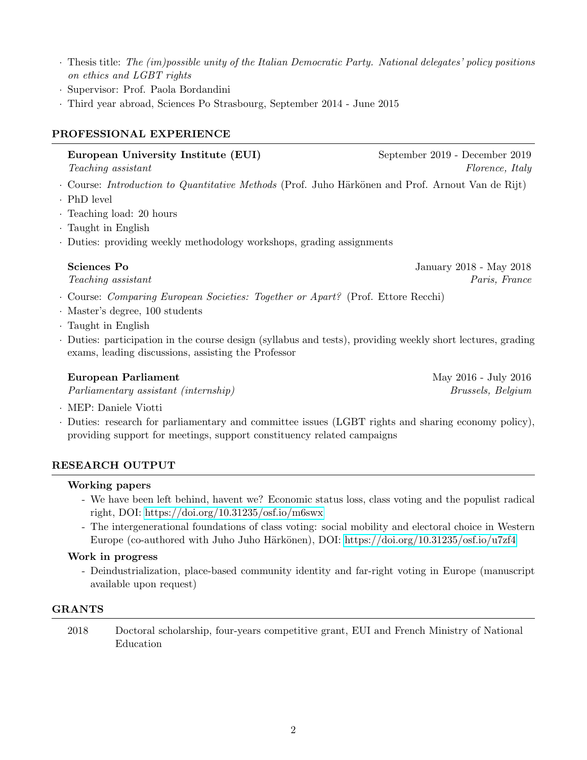- Thesis title: *The (im)possible unity of the Italian Democratic Party. National delegates' policy positions on ethics and LGBT rights*
- Supervisor: Prof. Paola Bordandini
- Third year abroad, Sciences Po Strasbourg, September 2014 - June 2015

## PROFESSIONAL EXPERIENCE

**European University Institute (EUI)** — September 2019 - December 2019
*Teaching assistant* — *Florence, Italy*

- Course: *Introduction to Quantitative Methods* (Prof. Juho Härkönen and Prof. Arnout Van de Rijt)
- PhD level
- Teaching load: 20 hours
- Taught in English
- Duties: providing weekly methodology workshops, grading assignments

**Sciences Po** — January 2018 - May 2018
*Teaching assistant* — *Paris, France*

- Course: *Comparing European Societies: Together or Apart?* (Prof. Ettore Recchi)
- Master's degree, 100 students
- Taught in English
- Duties: participation in the course design (syllabus and tests), providing weekly short lectures, grading exams, leading discussions, assisting the Professor

**European Parliament** — May 2016 - July 2016
*Parliamentary assistant (internship)* — *Brussels, Belgium*

- MEP: Daniele Viotti
- Duties: research for parliamentary and committee issues (LGBT rights and sharing economy policy), providing support for meetings, support constituency related campaigns

## RESEARCH OUTPUT

**Working papers**

- We have been left behind, havent we? Economic status loss, class voting and the populist radical right, DOI: https://doi.org/10.31235/osf.io/m6swx
- The intergenerational foundations of class voting: social mobility and electoral choice in Western Europe (co-authored with Juho Juho Härkönen), DOI: https://doi.org/10.31235/osf.io/u7zf4

**Work in progress**

- Deindustrialization, place-based community identity and far-right voting in Europe (manuscript available upon request)

## GRANTS

2018 — Doctoral scholarship, four-years competitive grant, EUI and French Ministry of National Education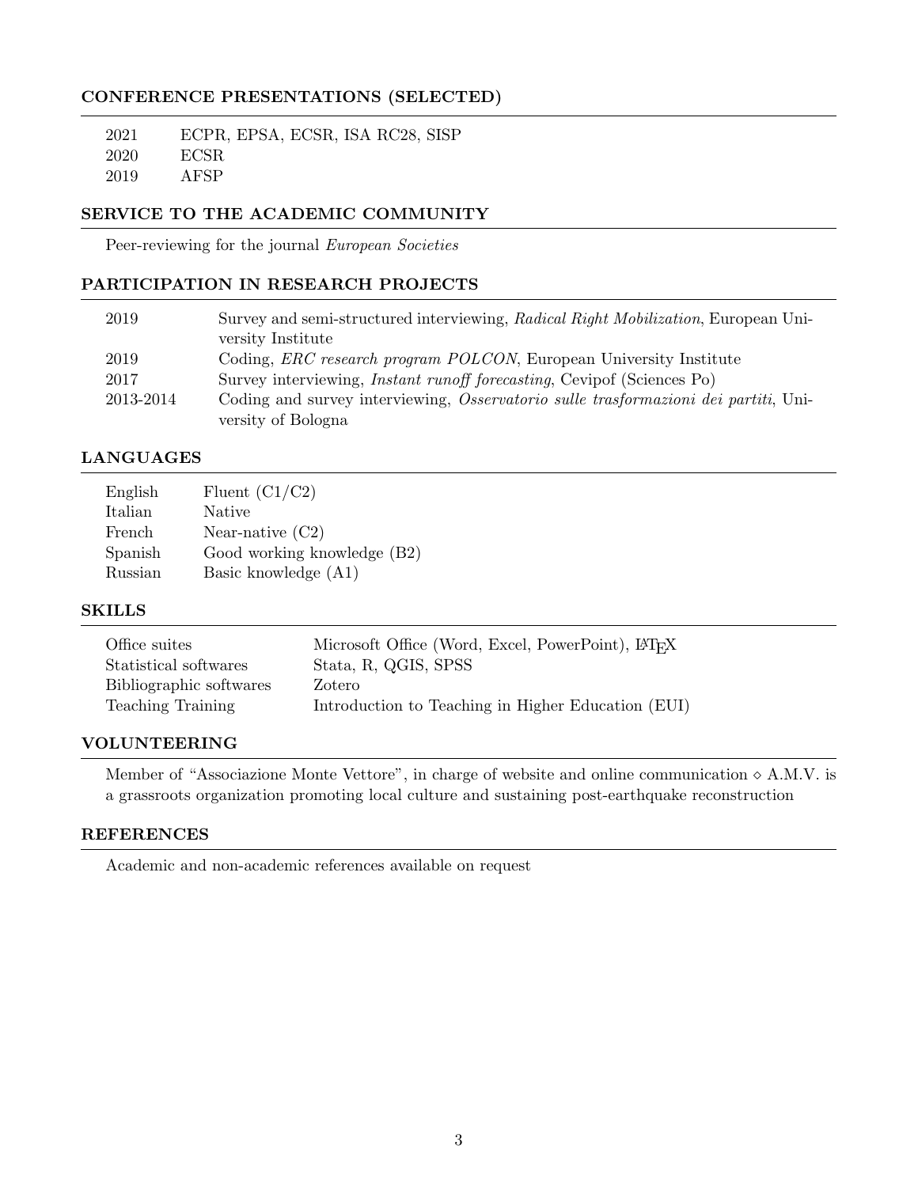## CONFERENCE PRESENTATIONS (SELECTED)

| | |
|---|---|
| 2021 | ECPR, EPSA, ECSR, ISA RC28, SISP |
| 2020 | ECSR |
| 2019 | AFSP |

## SERVICE TO THE ACADEMIC COMMUNITY

Peer-reviewing for the journal *European Societies*

## PARTICIPATION IN RESEARCH PROJECTS

| | |
|---|---|
| 2019 | Survey and semi-structured interviewing, *Radical Right Mobilization*, European University Institute |
| 2019 | Coding, *ERC research program POLCON*, European University Institute |
| 2017 | Survey interviewing, *Instant runoff forecasting*, Cevipof (Sciences Po) |
| 2013-2014 | Coding and survey interviewing, *Osservatorio sulle trasformazioni dei partiti*, University of Bologna |

## LANGUAGES

| | |
|---|---|
| English | Fluent (C1/C2) |
| Italian | Native |
| French | Near-native (C2) |
| Spanish | Good working knowledge (B2) |
| Russian | Basic knowledge (A1) |

## SKILLS

| | |
|---|---|
| Office suites | Microsoft Office (Word, Excel, PowerPoint), LaTeX |
| Statistical softwares | Stata, R, QGIS, SPSS |
| Bibliographic softwares | Zotero |
| Teaching Training | Introduction to Teaching in Higher Education (EUI) |

## VOLUNTEERING

Member of "Associazione Monte Vettore", in charge of website and online communication ⋄ A.M.V. is a grassroots organization promoting local culture and sustaining post-earthquake reconstruction

## REFERENCES

Academic and non-academic references available on request